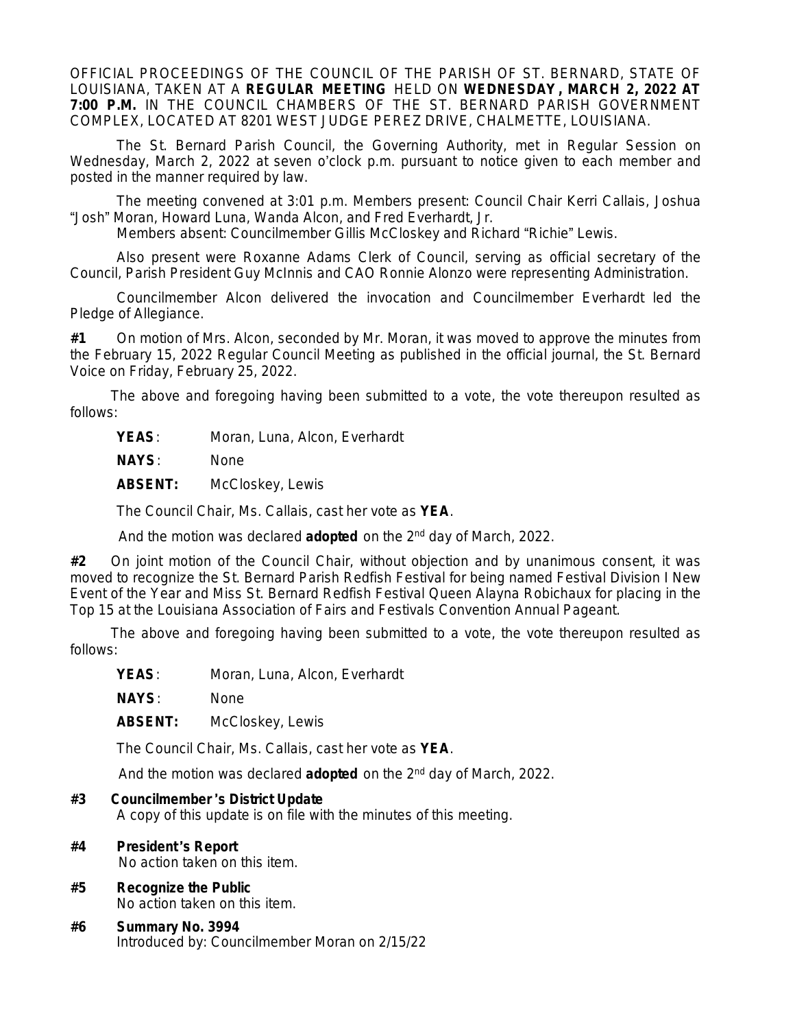OFFICIAL PROCEEDINGS OF THE COUNCIL OF THE PARISH OF ST. BERNARD, STATE OF LOUISIANA, TAKEN AT A **REGULAR MEETING** HELD ON **WEDNESDAY, MARCH 2, 2022 AT 7:00 P.M.** IN THE COUNCIL CHAMBERS OF THE ST. BERNARD PARISH GOVERNMENT COMPLEX, LOCATED AT 8201 WEST JUDGE PEREZ DRIVE, CHALMETTE, LOUISIANA.

The St. Bernard Parish Council, the Governing Authority, met in Regular Session on Wednesday, March 2, 2022 at seven o'clock p.m. pursuant to notice given to each member and posted in the manner required by law.

The meeting convened at 3:01 p.m. Members present: Council Chair Kerri Callais, Joshua "Josh" Moran, Howard Luna, Wanda Alcon, and Fred Everhardt, Jr.

Members absent: Councilmember Gillis McCloskey and Richard "Richie" Lewis.

Also present were Roxanne Adams Clerk of Council, serving as official secretary of the Council, Parish President Guy McInnis and CAO Ronnie Alonzo were representing Administration.

Councilmember Alcon delivered the invocation and Councilmember Everhardt led the Pledge of Allegiance.

**#1** On motion of Mrs. Alcon, seconded by Mr. Moran, it was moved to approve the minutes from the February 15, 2022 Regular Council Meeting as published in the official journal, the St. Bernard Voice on Friday, February 25, 2022.

The above and foregoing having been submitted to a vote, the vote thereupon resulted as follows:

**YEAS**: Moran, Luna, Alcon, Everhardt

**NAYS**: None

**ABSENT:** McCloskey, Lewis

The Council Chair, Ms. Callais, cast her vote as **YEA**.

And the motion was declared **adopted** on the 2nd day of March, 2022.

**#2** On joint motion of the Council Chair, without objection and by unanimous consent, it was moved to recognize the St. Bernard Parish Redfish Festival for being named Festival Division I New Event of the Year and Miss St. Bernard Redfish Festival Queen Alayna Robichaux for placing in the Top 15 at the Louisiana Association of Fairs and Festivals Convention Annual Pageant.

The above and foregoing having been submitted to a vote, the vote thereupon resulted as follows:

**YEAS**: Moran, Luna, Alcon, Everhardt

**NAYS**: None

**ABSENT:** McCloskey, Lewis

The Council Chair, Ms. Callais, cast her vote as **YEA**.

And the motion was declared **adopted** on the 2nd day of March, 2022.

**#3 Councilmember's District Update**
A copy of this update is on file with the minutes of this meeting.

**#4 President's Report**
No action taken on this item.

**#5 Recognize the Public**
No action taken on this item.

**#6 Summary No. 3994**
Introduced by: Councilmember Moran on 2/15/22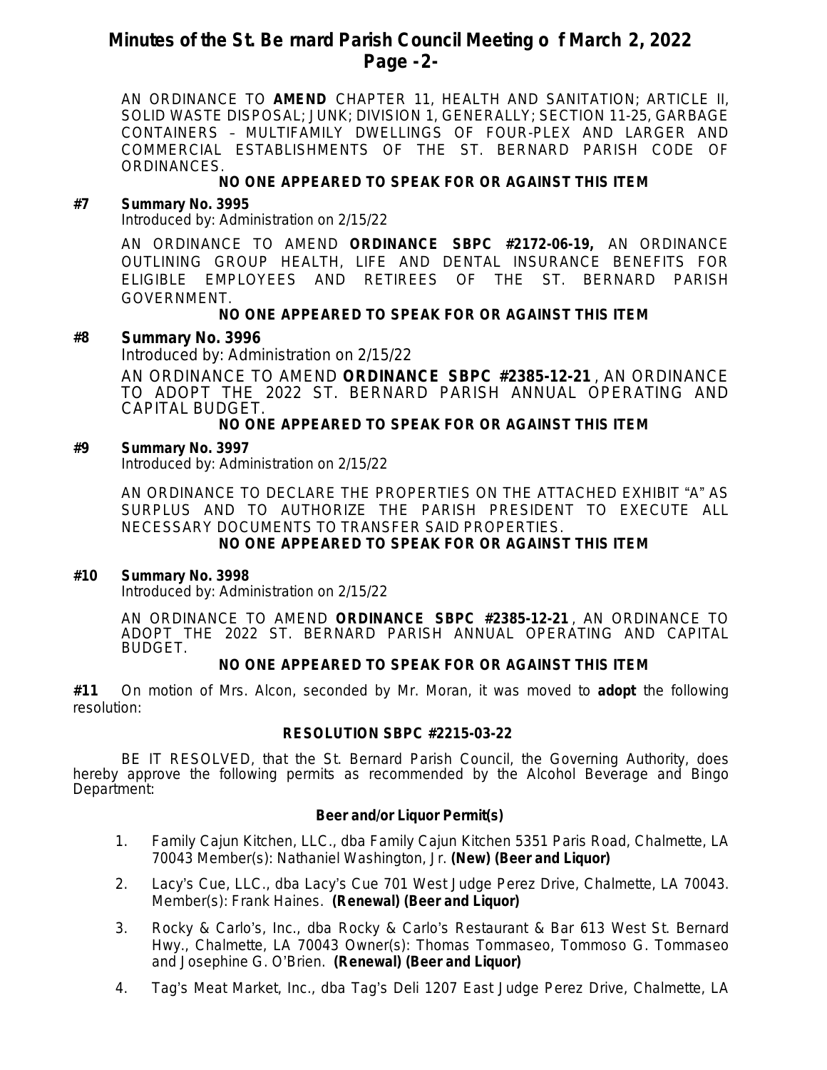AN ORDINANCE TO **AMEND** CHAPTER 11, HEALTH AND SANITATION; ARTICLE II, SOLID WASTE DISPOSAL; JUNK; DIVISION 1, GENERALLY; SECTION 11-25, GARBAGE CONTAINERS – MULTIFAMILY DWELLINGS OF FOUR-PLEX AND LARGER AND COMMERCIAL ESTABLISHMENTS OF THE ST. BERNARD PARISH CODE OF ORDINANCES.

**NO ONE APPEARED TO SPEAK FOR OR AGAINST THIS ITEM**

**#7 Summary No. 3995**
Introduced by: Administration on 2/15/22

AN ORDINANCE TO AMEND **ORDINANCE SBPC #2172-06-19,** AN ORDINANCE OUTLINING GROUP HEALTH, LIFE AND DENTAL INSURANCE BENEFITS FOR ELIGIBLE EMPLOYEES AND RETIREES OF THE ST. BERNARD PARISH GOVERNMENT.

**NO ONE APPEARED TO SPEAK FOR OR AGAINST THIS ITEM**

**#8 Summary No. 3996**
Introduced by: Administration on 2/15/22

AN ORDINANCE TO AMEND **ORDINANCE SBPC #2385-12-21**, AN ORDINANCE TO ADOPT THE 2022 ST. BERNARD PARISH ANNUAL OPERATING AND CAPITAL BUDGET.

**NO ONE APPEARED TO SPEAK FOR OR AGAINST THIS ITEM**

**#9 Summary No. 3997**
Introduced by: Administration on 2/15/22

AN ORDINANCE TO DECLARE THE PROPERTIES ON THE ATTACHED EXHIBIT "A" AS SURPLUS AND TO AUTHORIZE THE PARISH PRESIDENT TO EXECUTE ALL NECESSARY DOCUMENTS TO TRANSFER SAID PROPERTIES.

**NO ONE APPEARED TO SPEAK FOR OR AGAINST THIS ITEM**

**#10 Summary No. 3998**
Introduced by: Administration on 2/15/22

AN ORDINANCE TO AMEND **ORDINANCE SBPC #2385-12-21**, AN ORDINANCE TO ADOPT THE 2022 ST. BERNARD PARISH ANNUAL OPERATING AND CAPITAL BUDGET.

**NO ONE APPEARED TO SPEAK FOR OR AGAINST THIS ITEM**

**#11** On motion of Mrs. Alcon, seconded by Mr. Moran, it was moved to **adopt** the following resolution:

**RESOLUTION SBPC #2215-03-22**

BE IT RESOLVED, that the St. Bernard Parish Council, the Governing Authority, does hereby approve the following permits as recommended by the Alcohol Beverage and Bingo Department:

**Beer and/or Liquor Permit(s)**

1. Family Cajun Kitchen, LLC., dba Family Cajun Kitchen 5351 Paris Road, Chalmette, LA 70043 Member(s): Nathaniel Washington, Jr. **(New) (Beer and Liquor)**
2. Lacy's Cue, LLC., dba Lacy's Cue 701 West Judge Perez Drive, Chalmette, LA 70043. Member(s): Frank Haines. **(Renewal) (Beer and Liquor)**
3. Rocky & Carlo's, Inc., dba Rocky & Carlo's Restaurant & Bar 613 West St. Bernard Hwy., Chalmette, LA 70043 Owner(s): Thomas Tommaseo, Tommoso G. Tommaseo and Josephine G. O'Brien. **(Renewal) (Beer and Liquor)**
4. Tag's Meat Market, Inc., dba Tag's Deli 1207 East Judge Perez Drive, Chalmette, LA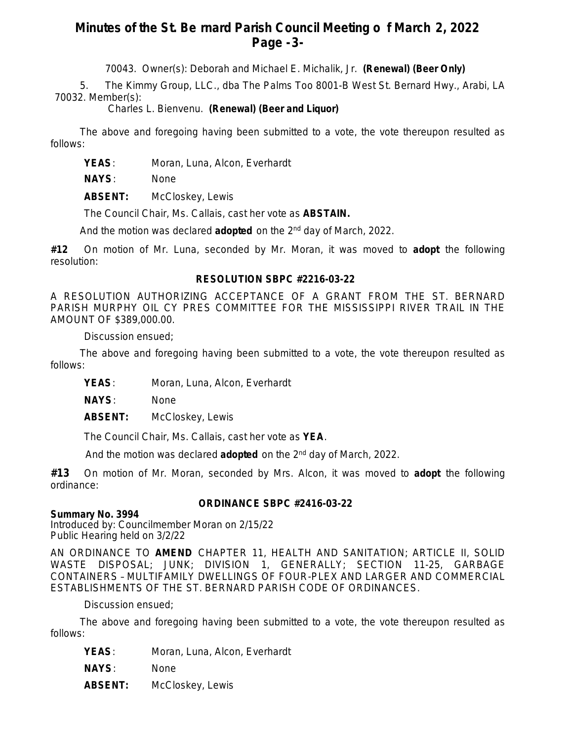70043. Owner(s): Deborah and Michael E. Michalik, Jr. **(Renewal) (Beer Only)**

5. The Kimmy Group, LLC., dba The Palms Too 8001-B West St. Bernard Hwy., Arabi, LA 70032. Member(s): Charles L. Bienvenu. **(Renewal) (Beer and Liquor)**

The above and foregoing having been submitted to a vote, the vote thereupon resulted as follows:

**YEAS**: Moran, Luna, Alcon, Everhardt

**NAYS**: None

**ABSENT:** McCloskey, Lewis

The Council Chair, Ms. Callais, cast her vote as **ABSTAIN.**

And the motion was declared **adopted** on the 2nd day of March, 2022.

**#12** On motion of Mr. Luna, seconded by Mr. Moran, it was moved to **adopt** the following resolution:

**RESOLUTION SBPC #2216-03-22**

A RESOLUTION AUTHORIZING ACCEPTANCE OF A GRANT FROM THE ST. BERNARD PARISH MURPHY OIL CY PRES COMMITTEE FOR THE MISSISSIPPI RIVER TRAIL IN THE AMOUNT OF $389,000.00.

Discussion ensued;

The above and foregoing having been submitted to a vote, the vote thereupon resulted as follows:

**YEAS**: Moran, Luna, Alcon, Everhardt

**NAYS**: None

**ABSENT:** McCloskey, Lewis

The Council Chair, Ms. Callais, cast her vote as **YEA**.

And the motion was declared **adopted** on the 2nd day of March, 2022.

**#13** On motion of Mr. Moran, seconded by Mrs. Alcon, it was moved to **adopt** the following ordinance:

**ORDINANCE SBPC #2416-03-22**

**Summary No. 3994**
Introduced by: Councilmember Moran on 2/15/22
Public Hearing held on 3/2/22

AN ORDINANCE TO **AMEND** CHAPTER 11, HEALTH AND SANITATION; ARTICLE II, SOLID WASTE DISPOSAL; JUNK; DIVISION 1, GENERALLY; SECTION 11-25, GARBAGE CONTAINERS – MULTIFAMILY DWELLINGS OF FOUR-PLEX AND LARGER AND COMMERCIAL ESTABLISHMENTS OF THE ST. BERNARD PARISH CODE OF ORDINANCES.

Discussion ensued;

The above and foregoing having been submitted to a vote, the vote thereupon resulted as follows:

**YEAS**: Moran, Luna, Alcon, Everhardt

**NAYS**: None

**ABSENT:** McCloskey, Lewis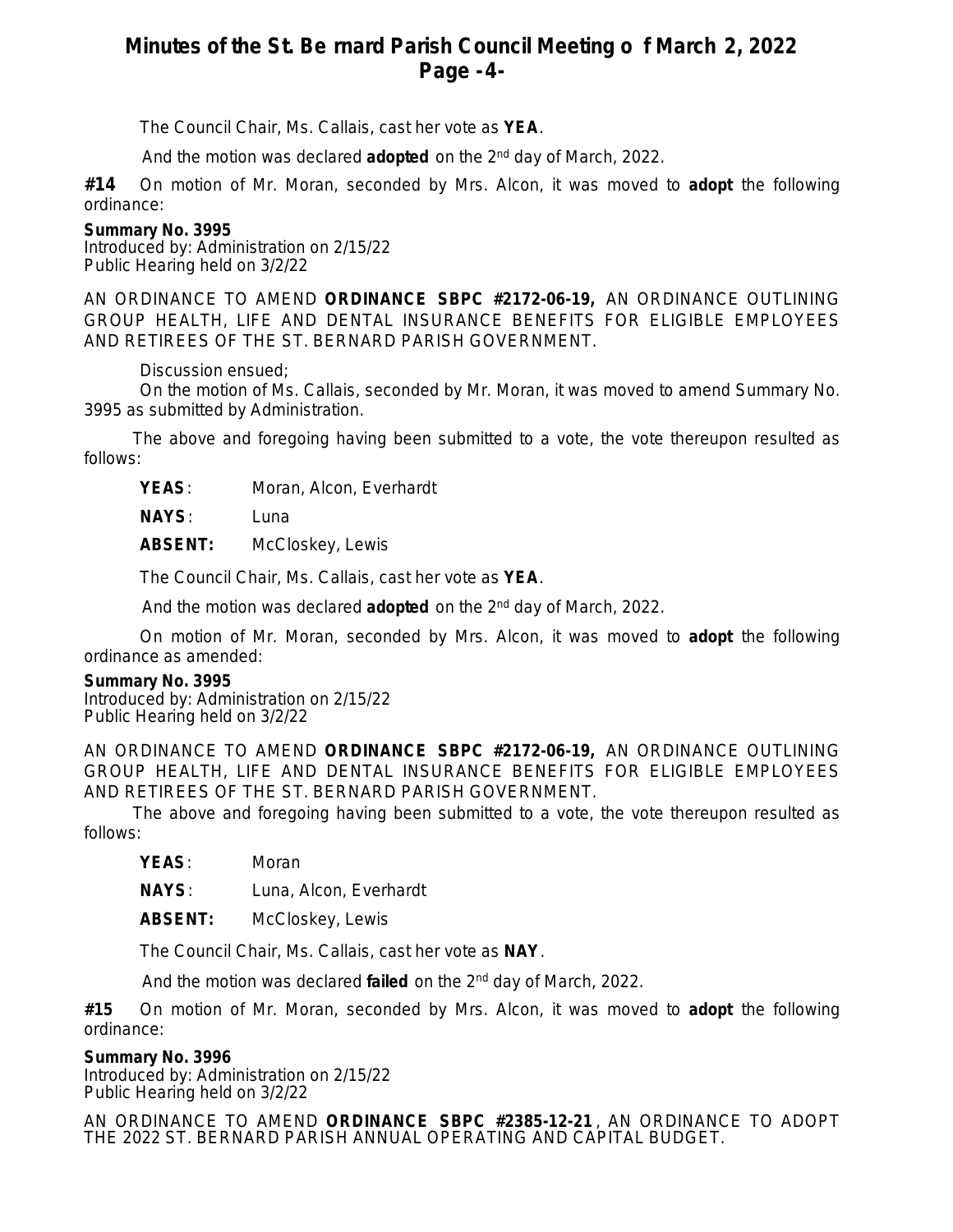The Council Chair, Ms. Callais, cast her vote as **YEA**.

And the motion was declared **adopted** on the 2nd day of March, 2022.

**#14** On motion of Mr. Moran, seconded by Mrs. Alcon, it was moved to **adopt** the following ordinance:

**Summary No. 3995**
Introduced by: Administration on 2/15/22
Public Hearing held on 3/2/22

AN ORDINANCE TO AMEND **ORDINANCE SBPC #2172-06-19,** AN ORDINANCE OUTLINING GROUP HEALTH, LIFE AND DENTAL INSURANCE BENEFITS FOR ELIGIBLE EMPLOYEES AND RETIREES OF THE ST. BERNARD PARISH GOVERNMENT.

Discussion ensued;

On the motion of Ms. Callais, seconded by Mr. Moran, it was moved to amend Summary No. 3995 as submitted by Administration.

The above and foregoing having been submitted to a vote, the vote thereupon resulted as follows:

**YEAS**: Moran, Alcon, Everhardt

**NAYS**: Luna

**ABSENT:** McCloskey, Lewis

The Council Chair, Ms. Callais, cast her vote as **YEA**.

And the motion was declared **adopted** on the 2nd day of March, 2022.

On motion of Mr. Moran, seconded by Mrs. Alcon, it was moved to **adopt** the following ordinance as amended:

**Summary No. 3995**
Introduced by: Administration on 2/15/22
Public Hearing held on 3/2/22

AN ORDINANCE TO AMEND **ORDINANCE SBPC #2172-06-19,** AN ORDINANCE OUTLINING GROUP HEALTH, LIFE AND DENTAL INSURANCE BENEFITS FOR ELIGIBLE EMPLOYEES AND RETIREES OF THE ST. BERNARD PARISH GOVERNMENT.

The above and foregoing having been submitted to a vote, the vote thereupon resulted as follows:

**YEAS**: Moran

**NAYS**: Luna, Alcon, Everhardt

**ABSENT:** McCloskey, Lewis

The Council Chair, Ms. Callais, cast her vote as **NAY**.

And the motion was declared **failed** on the 2nd day of March, 2022.

**#15** On motion of Mr. Moran, seconded by Mrs. Alcon, it was moved to **adopt** the following ordinance:

**Summary No. 3996**
Introduced by: Administration on 2/15/22
Public Hearing held on 3/2/22

AN ORDINANCE TO AMEND **ORDINANCE SBPC #2385-12-21**, AN ORDINANCE TO ADOPT THE 2022 ST. BERNARD PARISH ANNUAL OPERATING AND CAPITAL BUDGET.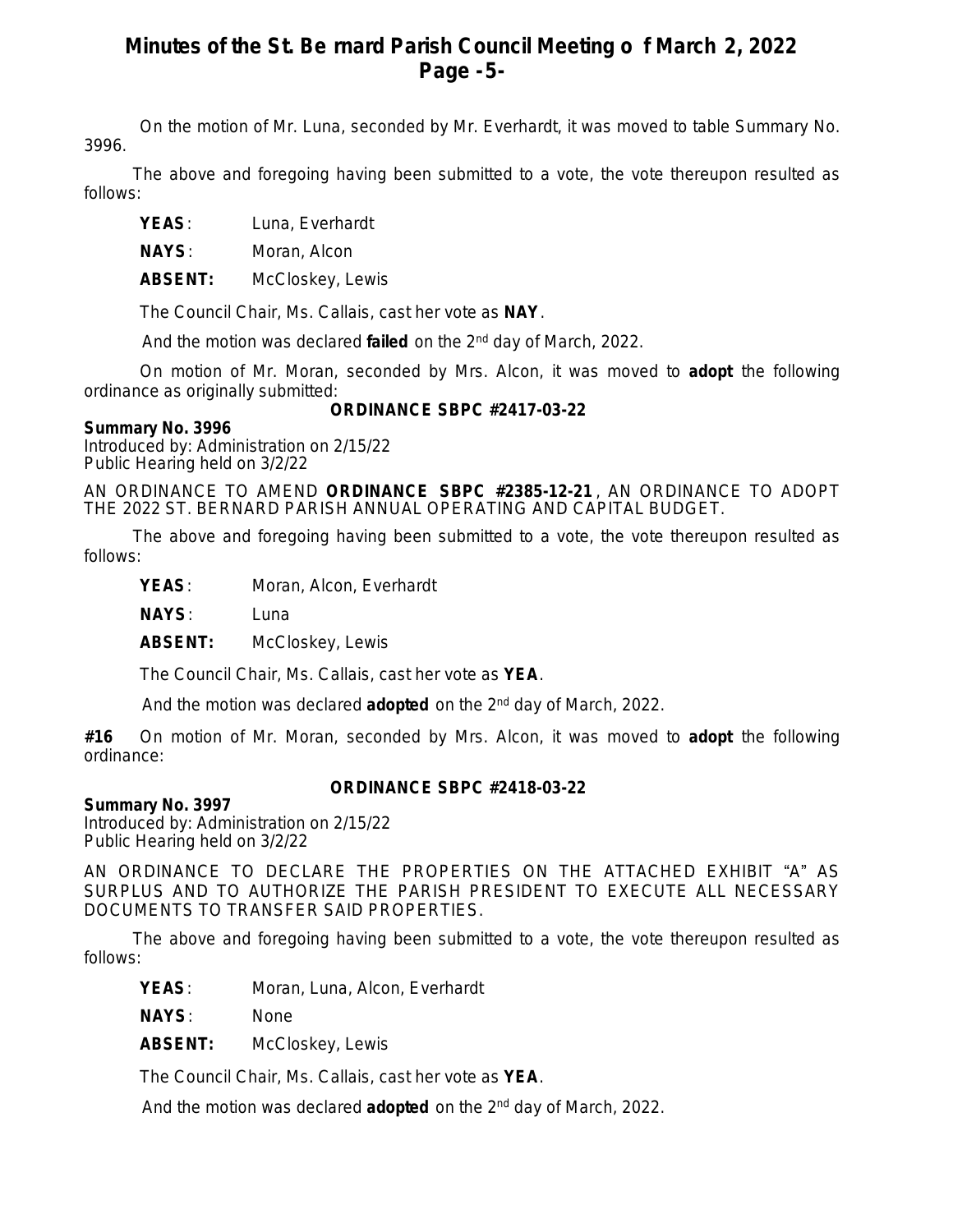On the motion of Mr. Luna, seconded by Mr. Everhardt, it was moved to table Summary No. 3996.

The above and foregoing having been submitted to a vote, the vote thereupon resulted as follows:

**YEAS**: Luna, Everhardt

**NAYS**: Moran, Alcon

**ABSENT:** McCloskey, Lewis

The Council Chair, Ms. Callais, cast her vote as **NAY**.

And the motion was declared **failed** on the 2nd day of March, 2022.

On motion of Mr. Moran, seconded by Mrs. Alcon, it was moved to **adopt** the following ordinance as originally submitted:

**ORDINANCE SBPC #2417-03-22**

**Summary No. 3996**
Introduced by: Administration on 2/15/22
Public Hearing held on 3/2/22

AN ORDINANCE TO AMEND **ORDINANCE SBPC #2385-12-21**, AN ORDINANCE TO ADOPT THE 2022 ST. BERNARD PARISH ANNUAL OPERATING AND CAPITAL BUDGET.

The above and foregoing having been submitted to a vote, the vote thereupon resulted as follows:

**YEAS**: Moran, Alcon, Everhardt

**NAYS**: Luna

**ABSENT:** McCloskey, Lewis

The Council Chair, Ms. Callais, cast her vote as **YEA**.

And the motion was declared **adopted** on the 2nd day of March, 2022.

**#16** On motion of Mr. Moran, seconded by Mrs. Alcon, it was moved to **adopt** the following ordinance:

**ORDINANCE SBPC #2418-03-22**

**Summary No. 3997**
Introduced by: Administration on 2/15/22
Public Hearing held on 3/2/22

AN ORDINANCE TO DECLARE THE PROPERTIES ON THE ATTACHED EXHIBIT "A" AS SURPLUS AND TO AUTHORIZE THE PARISH PRESIDENT TO EXECUTE ALL NECESSARY DOCUMENTS TO TRANSFER SAID PROPERTIES.

The above and foregoing having been submitted to a vote, the vote thereupon resulted as follows:

**YEAS**: Moran, Luna, Alcon, Everhardt

**NAYS**: None

**ABSENT:** McCloskey, Lewis

The Council Chair, Ms. Callais, cast her vote as **YEA**.

And the motion was declared **adopted** on the 2nd day of March, 2022.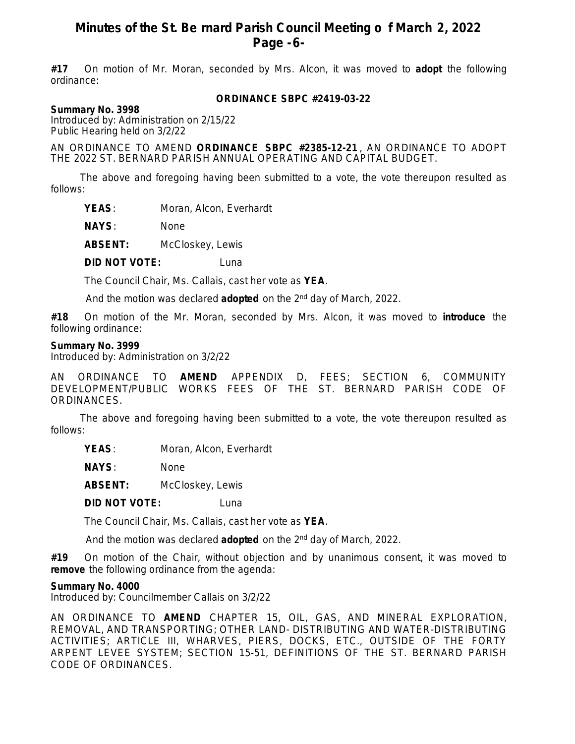**#17** On motion of Mr. Moran, seconded by Mrs. Alcon, it was moved to **adopt** the following ordinance:

**ORDINANCE SBPC #2419-03-22**

**Summary No. 3998**
Introduced by: Administration on 2/15/22
Public Hearing held on 3/2/22

AN ORDINANCE TO AMEND **ORDINANCE SBPC #2385-12-21**, AN ORDINANCE TO ADOPT THE 2022 ST. BERNARD PARISH ANNUAL OPERATING AND CAPITAL BUDGET.

The above and foregoing having been submitted to a vote, the vote thereupon resulted as follows:

**YEAS**: Moran, Alcon, Everhardt

**NAYS**: None

**ABSENT:** McCloskey, Lewis

**DID NOT VOTE:** Luna

The Council Chair, Ms. Callais, cast her vote as **YEA**.

And the motion was declared **adopted** on the 2nd day of March, 2022.

**#18** On motion of the Mr. Moran, seconded by Mrs. Alcon, it was moved to **introduce** the following ordinance:

**Summary No. 3999**
Introduced by: Administration on 3/2/22

AN ORDINANCE TO **AMEND** APPENDIX D, FEES; SECTION 6, COMMUNITY DEVELOPMENT/PUBLIC WORKS FEES OF THE ST. BERNARD PARISH CODE OF ORDINANCES.

The above and foregoing having been submitted to a vote, the vote thereupon resulted as follows:

**YEAS**: Moran, Alcon, Everhardt

**NAYS**: None

**ABSENT:** McCloskey, Lewis

**DID NOT VOTE:** Luna

The Council Chair, Ms. Callais, cast her vote as **YEA**.

And the motion was declared **adopted** on the 2nd day of March, 2022.

**#19** On motion of the Chair, without objection and by unanimous consent, it was moved to **remove** the following ordinance from the agenda:

**Summary No. 4000**
Introduced by: Councilmember Callais on 3/2/22

AN ORDINANCE TO **AMEND** CHAPTER 15, OIL, GAS, AND MINERAL EXPLORATION, REMOVAL, AND TRANSPORTING; OTHER LAND- DISTRIBUTING AND WATER-DISTRIBUTING ACTIVITIES; ARTICLE III, WHARVES, PIERS, DOCKS, ETC., OUTSIDE OF THE FORTY ARPENT LEVEE SYSTEM; SECTION 15-51, DEFINITIONS OF THE ST. BERNARD PARISH CODE OF ORDINANCES.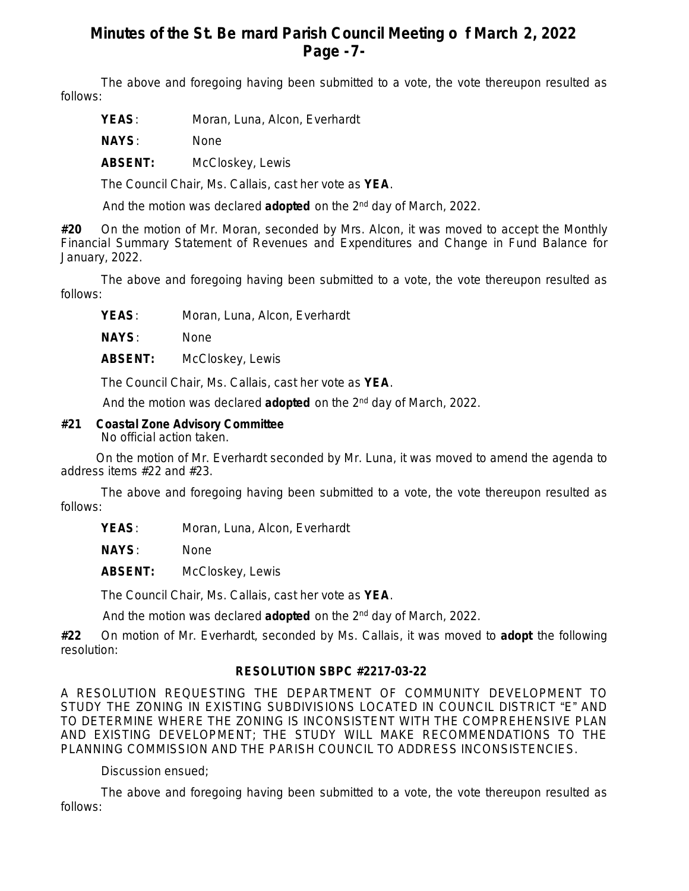The above and foregoing having been submitted to a vote, the vote thereupon resulted as follows:

**YEAS**: Moran, Luna, Alcon, Everhardt

**NAYS**: None

**ABSENT:** McCloskey, Lewis

The Council Chair, Ms. Callais, cast her vote as **YEA**.

And the motion was declared **adopted** on the 2nd day of March, 2022.

**#20** On the motion of Mr. Moran, seconded by Mrs. Alcon, it was moved to accept the Monthly Financial Summary Statement of Revenues and Expenditures and Change in Fund Balance for January, 2022.

The above and foregoing having been submitted to a vote, the vote thereupon resulted as follows:

**YEAS**: Moran, Luna, Alcon, Everhardt

**NAYS**: None

**ABSENT:** McCloskey, Lewis

The Council Chair, Ms. Callais, cast her vote as **YEA**.

And the motion was declared **adopted** on the 2nd day of March, 2022.

**#21 Coastal Zone Advisory Committee**
No official action taken.

On the motion of Mr. Everhardt seconded by Mr. Luna, it was moved to amend the agenda to address items #22 and #23.

The above and foregoing having been submitted to a vote, the vote thereupon resulted as follows:

**YEAS**: Moran, Luna, Alcon, Everhardt

**NAYS**: None

**ABSENT:** McCloskey, Lewis

The Council Chair, Ms. Callais, cast her vote as **YEA**.

And the motion was declared **adopted** on the 2nd day of March, 2022.

**#22** On motion of Mr. Everhardt, seconded by Ms. Callais, it was moved to **adopt** the following resolution:

**RESOLUTION SBPC #2217-03-22**

A RESOLUTION REQUESTING THE DEPARTMENT OF COMMUNITY DEVELOPMENT TO STUDY THE ZONING IN EXISTING SUBDIVISIONS LOCATED IN COUNCIL DISTRICT "E" AND TO DETERMINE WHERE THE ZONING IS INCONSISTENT WITH THE COMPREHENSIVE PLAN AND EXISTING DEVELOPMENT; THE STUDY WILL MAKE RECOMMENDATIONS TO THE PLANNING COMMISSION AND THE PARISH COUNCIL TO ADDRESS INCONSISTENCIES.

Discussion ensued;

The above and foregoing having been submitted to a vote, the vote thereupon resulted as follows: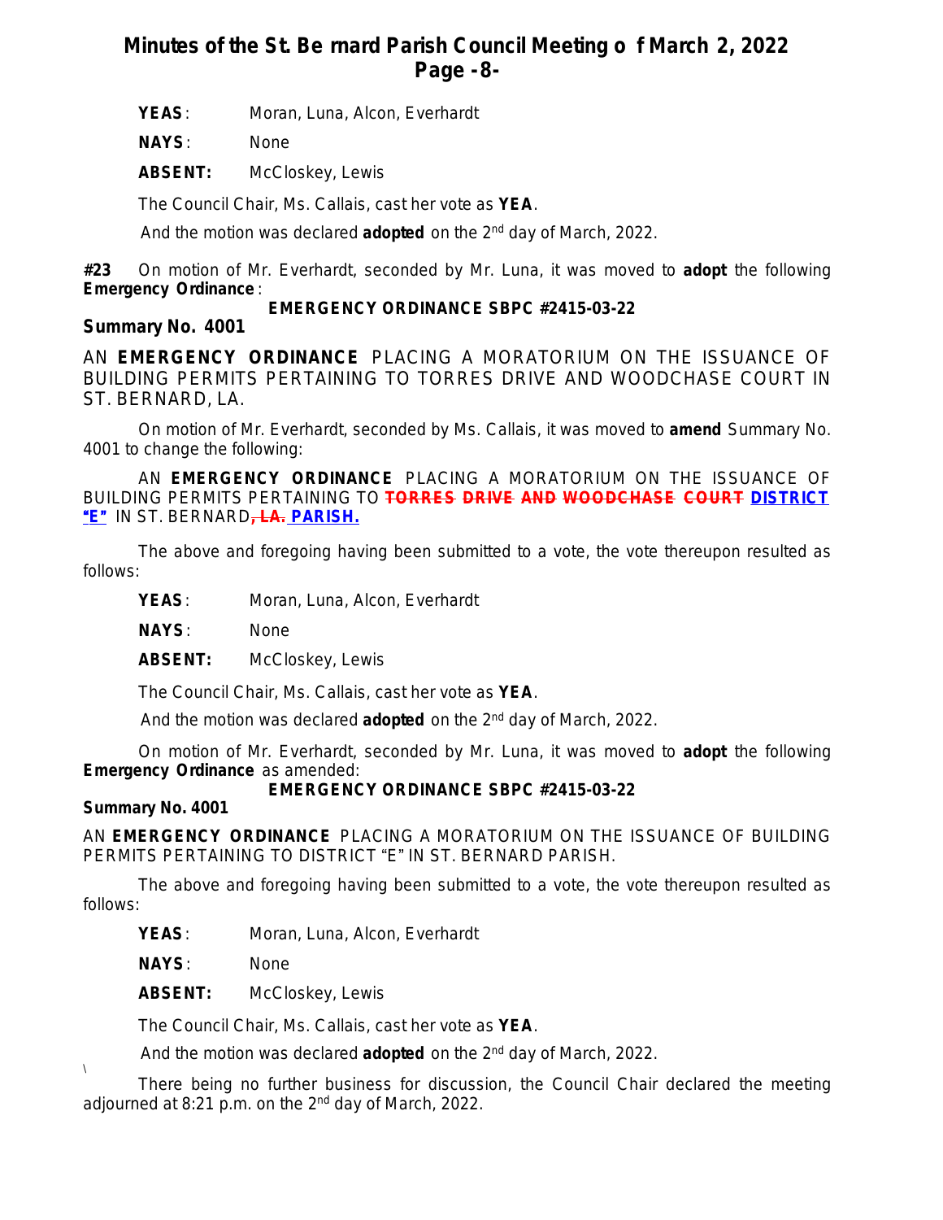**YEAS**: Moran, Luna, Alcon, Everhardt

**NAYS**: None

**ABSENT:** McCloskey, Lewis

The Council Chair, Ms. Callais, cast her vote as **YEA**.

And the motion was declared **adopted** on the 2nd day of March, 2022.

**#23** On motion of Mr. Everhardt, seconded by Mr. Luna, it was moved to **adopt** the following **Emergency Ordinance**:

**EMERGENCY ORDINANCE SBPC #2415-03-22**

**Summary No. 4001**

AN **EMERGENCY ORDINANCE** PLACING A MORATORIUM ON THE ISSUANCE OF BUILDING PERMITS PERTAINING TO TORRES DRIVE AND WOODCHASE COURT IN ST. BERNARD, LA.

On motion of Mr. Everhardt, seconded by Ms. Callais, it was moved to **amend** Summary No. 4001 to change the following:

AN **EMERGENCY ORDINANCE** PLACING A MORATORIUM ON THE ISSUANCE OF BUILDING PERMITS PERTAINING TO ~~TORRES DRIVE AND WOODCHASE COURT~~ **DISTRICT "E"** IN ST. BERNARD~~, LA.~~ **PARISH.**

The above and foregoing having been submitted to a vote, the vote thereupon resulted as follows:

**YEAS**: Moran, Luna, Alcon, Everhardt

**NAYS**: None

**ABSENT:** McCloskey, Lewis

The Council Chair, Ms. Callais, cast her vote as **YEA**.

And the motion was declared **adopted** on the 2nd day of March, 2022.

On motion of Mr. Everhardt, seconded by Mr. Luna, it was moved to **adopt** the following **Emergency Ordinance** as amended:

**EMERGENCY ORDINANCE SBPC #2415-03-22**

**Summary No. 4001**

AN **EMERGENCY ORDINANCE** PLACING A MORATORIUM ON THE ISSUANCE OF BUILDING PERMITS PERTAINING TO DISTRICT "E" IN ST. BERNARD PARISH.

The above and foregoing having been submitted to a vote, the vote thereupon resulted as follows:

**YEAS**: Moran, Luna, Alcon, Everhardt

**NAYS**: None

**ABSENT:** McCloskey, Lewis

The Council Chair, Ms. Callais, cast her vote as **YEA**.

And the motion was declared **adopted** on the 2nd day of March, 2022.

\

There being no further business for discussion, the Council Chair declared the meeting adjourned at 8:21 p.m. on the 2nd day of March, 2022.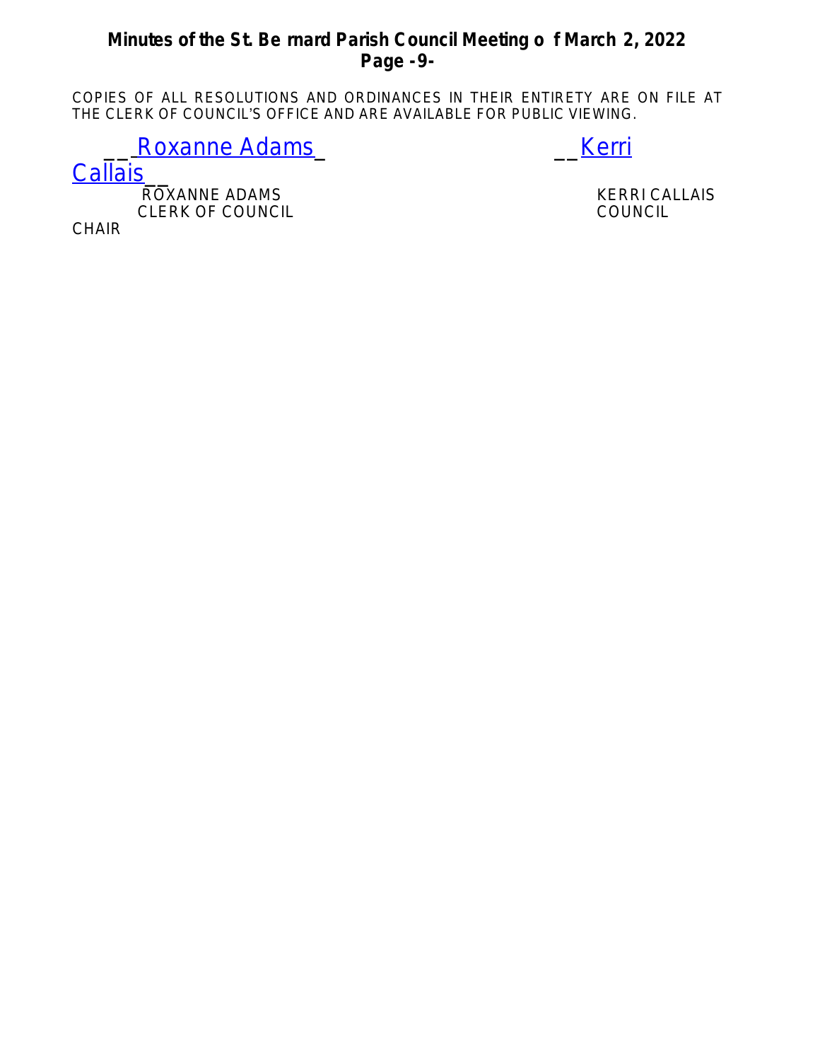COPIES OF ALL RESOLUTIONS AND ORDINANCES IN THEIR ENTIRETY ARE ON FILE AT THE CLERK OF COUNCIL'S OFFICE AND ARE AVAILABLE FOR PUBLIC VIEWING.

__Roxanne Adams_ __Kerri Callais__

ROXANNE ADAMS
CLERK OF COUNCIL

KERRI CALLAIS
COUNCIL CHAIR